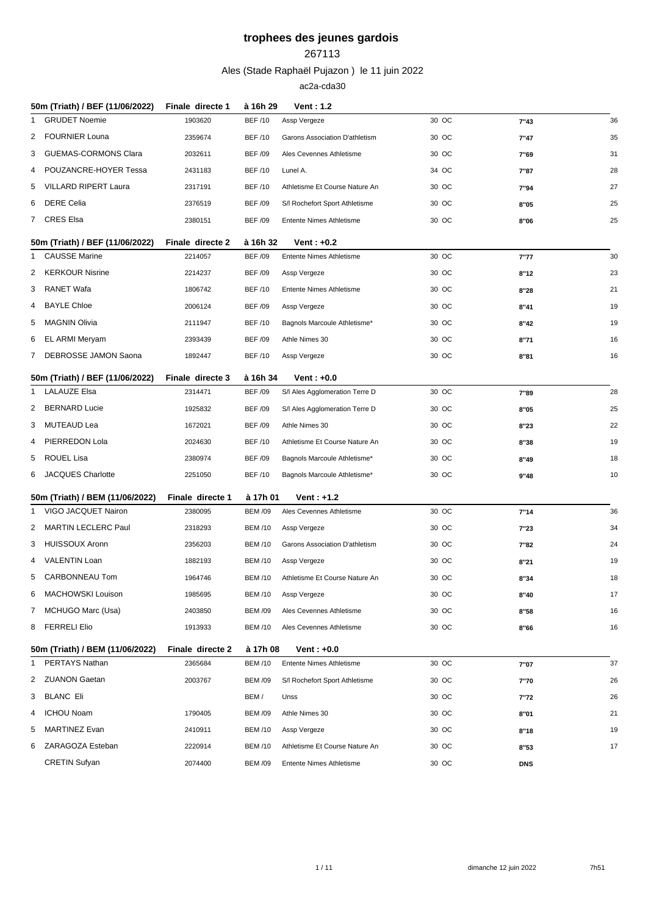# trophees des jeunes gardois

267113

Ales (Stade Raphaël Pujazon ) le 11 juin 2022

ac2a-cda30

| 50m (Triath) / BEF (11/06/2022) | | Finale directe 1 | à 16h 29 | Vent : 1.2 | | | |
|---|---|---|---|---|---|---|---|
| 1 | GRUDET Noemie | 1903620 | BEF /10 | Assp Vergeze | 30 OC | 7"43 | 36 |
| 2 | FOURNIER Louna | 2359674 | BEF /10 | Garons Association D'athletism | 30 OC | 7"47 | 35 |
| 3 | GUEMAS-CORMONS Clara | 2032611 | BEF /09 | Ales Cevennes Athletisme | 30 OC | 7"69 | 31 |
| 4 | POUZANCRE-HOYER Tessa | 2431183 | BEF /10 | Lunel A. | 34 OC | 7"87 | 28 |
| 5 | VILLARD RIPERT Laura | 2317191 | BEF /10 | Athletisme Et Course Nature An | 30 OC | 7"94 | 27 |
| 6 | DERE Celia | 2376519 | BEF /09 | S/l Rochefort Sport Athletisme | 30 OC | 8"05 | 25 |
| 7 | CRES Elsa | 2380151 | BEF /09 | Entente Nimes Athletisme | 30 OC | 8"06 | 25 |

| 50m (Triath) / BEF (11/06/2022) | | Finale directe 2 | à 16h 32 | Vent : +0.2 | | | |
|---|---|---|---|---|---|---|---|
| 1 | CAUSSE Marine | 2214057 | BEF /09 | Entente Nimes Athletisme | 30 OC | 7"77 | 30 |
| 2 | KERKOUR Nisrine | 2214237 | BEF /09 | Assp Vergeze | 30 OC | 8"12 | 23 |
| 3 | RANET Wafa | 1806742 | BEF /10 | Entente Nimes Athletisme | 30 OC | 8"28 | 21 |
| 4 | BAYLE Chloe | 2006124 | BEF /09 | Assp Vergeze | 30 OC | 8"41 | 19 |
| 5 | MAGNIN Olivia | 2111947 | BEF /10 | Bagnols Marcoule Athletisme* | 30 OC | 8"42 | 19 |
| 6 | EL ARMI Meryam | 2393439 | BEF /09 | Athle Nimes 30 | 30 OC | 8"71 | 16 |
| 7 | DEBROSSE JAMON Saona | 1892447 | BEF /10 | Assp Vergeze | 30 OC | 8"81 | 16 |

| 50m (Triath) / BEF (11/06/2022) | | Finale directe 3 | à 16h 34 | Vent : +0.0 | | | |
|---|---|---|---|---|---|---|---|
| 1 | LALAUZE Elsa | 2314471 | BEF /09 | S/l Ales Agglomeration Terre D | 30 OC | 7"89 | 28 |
| 2 | BERNARD Lucie | 1925832 | BEF /09 | S/l Ales Agglomeration Terre D | 30 OC | 8"05 | 25 |
| 3 | MUTEAUD Lea | 1672021 | BEF /09 | Athle Nimes 30 | 30 OC | 8"23 | 22 |
| 4 | PIERREDON Lola | 2024630 | BEF /10 | Athletisme Et Course Nature An | 30 OC | 8"38 | 19 |
| 5 | ROUEL Lisa | 2380974 | BEF /09 | Bagnols Marcoule Athletisme* | 30 OC | 8"49 | 18 |
| 6 | JACQUES Charlotte | 2251050 | BEF /10 | Bagnols Marcoule Athletisme* | 30 OC | 9"48 | 10 |

| 50m (Triath) / BEM (11/06/2022) | | Finale directe 1 | à 17h 01 | Vent : +1.2 | | | |
|---|---|---|---|---|---|---|---|
| 1 | VIGO JACQUET Nairon | 2380095 | BEM /09 | Ales Cevennes Athletisme | 30 OC | 7"14 | 36 |
| 2 | MARTIN LECLERC Paul | 2318293 | BEM /10 | Assp Vergeze | 30 OC | 7"23 | 34 |
| 3 | HUISSOUX Aronn | 2356203 | BEM /10 | Garons Association D'athletism | 30 OC | 7"82 | 24 |
| 4 | VALENTIN Loan | 1882193 | BEM /10 | Assp Vergeze | 30 OC | 8"21 | 19 |
| 5 | CARBONNEAU Tom | 1964746 | BEM /10 | Athletisme Et Course Nature An | 30 OC | 8"34 | 18 |
| 6 | MACHOWSKI Louison | 1985695 | BEM /10 | Assp Vergeze | 30 OC | 8"40 | 17 |
| 7 | MCHUGO Marc (Usa) | 2403850 | BEM /09 | Ales Cevennes Athletisme | 30 OC | 8"58 | 16 |
| 8 | FERRELI Elio | 1913933 | BEM /10 | Ales Cevennes Athletisme | 30 OC | 8"66 | 16 |

| 50m (Triath) / BEM (11/06/2022) | | Finale directe 2 | à 17h 08 | Vent : +0.0 | | | |
|---|---|---|---|---|---|---|---|
| 1 | PERTAYS Nathan | 2365684 | BEM /10 | Entente Nimes Athletisme | 30 OC | 7"07 | 37 |
| 2 | ZUANON Gaetan | 2003767 | BEM /09 | S/l Rochefort Sport Athletisme | 30 OC | 7"70 | 26 |
| 3 | BLANC Eli | | BEM / | Unss | 30 OC | 7"72 | 26 |
| 4 | ICHOU Noam | 1790405 | BEM /09 | Athle Nimes 30 | 30 OC | 8"01 | 21 |
| 5 | MARTINEZ Evan | 2410911 | BEM /10 | Assp Vergeze | 30 OC | 8"18 | 19 |
| 6 | ZARAGOZA Esteban | 2220914 | BEM /10 | Athletisme Et Course Nature An | 30 OC | 8"53 | 17 |
| | CRETIN Sufyan | 2074400 | BEM /09 | Entente Nimes Athletisme | 30 OC | DNS | |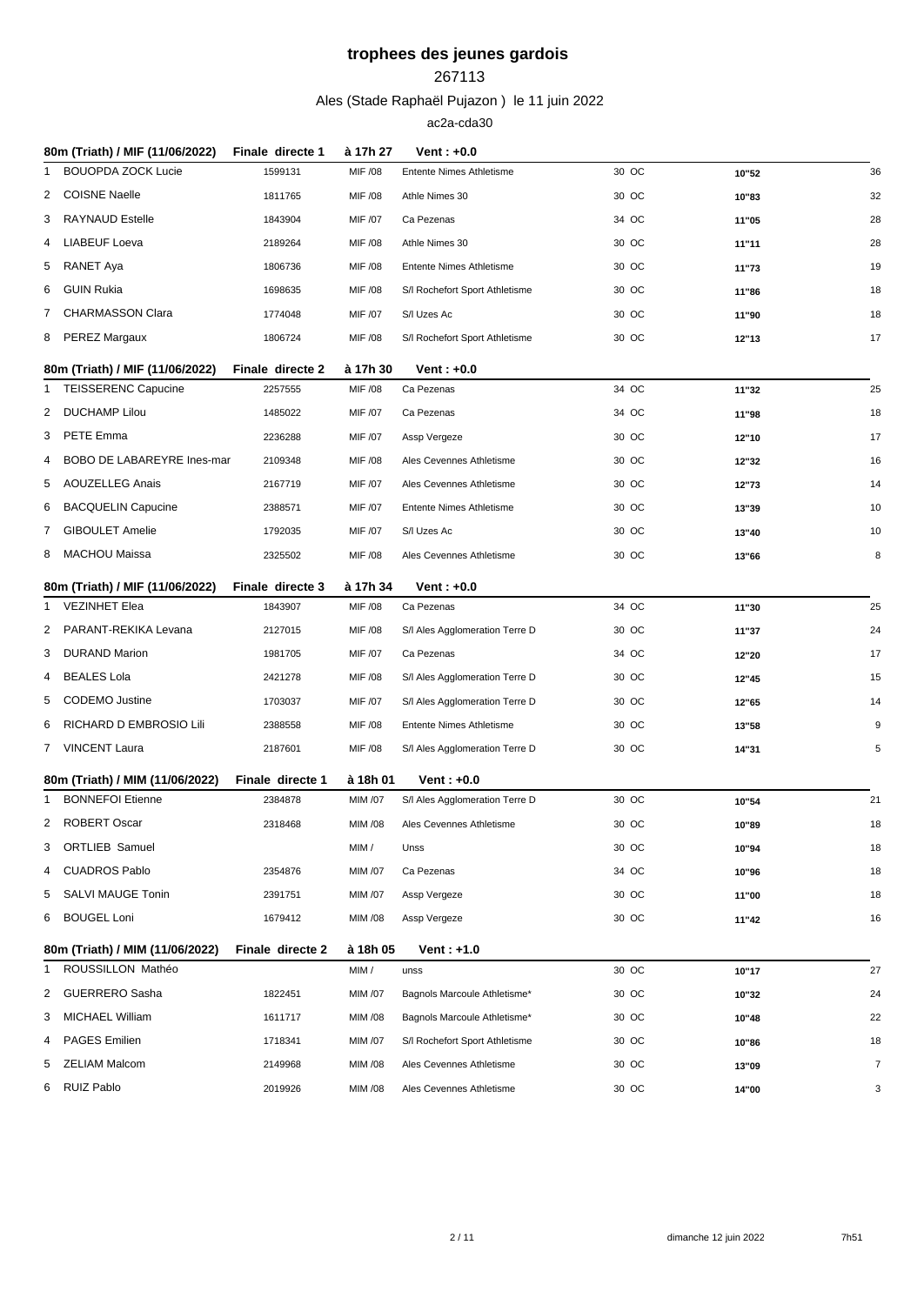# trophees des jeunes gardois

267113

Ales (Stade Raphaël Pujazon ) le 11 juin 2022

ac2a-cda30

| 80m (Triath) / MIF (11/06/2022) | Finale directe 1 | à 17h 27 | Vent : +0.0 | | | |
|---|---|---|---|---|---|---|
| 1 BOUOPDA ZOCK Lucie | 1599131 | MIF /08 | Entente Nimes Athletisme | 30 OC | 10"52 | 36 |
| 2 COISNE Naelle | 1811765 | MIF /08 | Athle Nimes 30 | 30 OC | 10"83 | 32 |
| 3 RAYNAUD Estelle | 1843904 | MIF /07 | Ca Pezenas | 34 OC | 11"05 | 28 |
| 4 LIABEUF Loeva | 2189264 | MIF /08 | Athle Nimes 30 | 30 OC | 11"11 | 28 |
| 5 RANET Aya | 1806736 | MIF /08 | Entente Nimes Athletisme | 30 OC | 11"73 | 19 |
| 6 GUIN Rukia | 1698635 | MIF /08 | S/l Rochefort Sport Athletisme | 30 OC | 11"86 | 18 |
| 7 CHARMASSON Clara | 1774048 | MIF /07 | S/l Uzes Ac | 30 OC | 11"90 | 18 |
| 8 PEREZ Margaux | 1806724 | MIF /08 | S/l Rochefort Sport Athletisme | 30 OC | 12"13 | 17 |

| 80m (Triath) / MIF (11/06/2022) | Finale directe 2 | à 17h 30 | Vent : +0.0 | | | |
|---|---|---|---|---|---|---|
| 1 TEISSERENC Capucine | 2257555 | MIF /08 | Ca Pezenas | 34 OC | 11"32 | 25 |
| 2 DUCHAMP Lilou | 1485022 | MIF /07 | Ca Pezenas | 34 OC | 11"98 | 18 |
| 3 PETE Emma | 2236288 | MIF /07 | Assp Vergeze | 30 OC | 12"10 | 17 |
| 4 BOBO DE LABAREYRE Ines-mar | 2109348 | MIF /08 | Ales Cevennes Athletisme | 30 OC | 12"32 | 16 |
| 5 AOUZELLEG Anais | 2167719 | MIF /07 | Ales Cevennes Athletisme | 30 OC | 12"73 | 14 |
| 6 BACQUELIN Capucine | 2388571 | MIF /07 | Entente Nimes Athletisme | 30 OC | 13"39 | 10 |
| 7 GIBOULET Amelie | 1792035 | MIF /07 | S/l Uzes Ac | 30 OC | 13"40 | 10 |
| 8 MACHOU Maissa | 2325502 | MIF /08 | Ales Cevennes Athletisme | 30 OC | 13"66 | 8 |

| 80m (Triath) / MIF (11/06/2022) | Finale directe 3 | à 17h 34 | Vent : +0.0 | | | |
|---|---|---|---|---|---|---|
| 1 VEZINHET Elea | 1843907 | MIF /08 | Ca Pezenas | 34 OC | 11"30 | 25 |
| 2 PARANT-REKIKA Levana | 2127015 | MIF /08 | S/l Ales Agglomeration Terre D | 30 OC | 11"37 | 24 |
| 3 DURAND Marion | 1981705 | MIF /07 | Ca Pezenas | 34 OC | 12"20 | 17 |
| 4 BEALES Lola | 2421278 | MIF /08 | S/l Ales Agglomeration Terre D | 30 OC | 12"45 | 15 |
| 5 CODEMO Justine | 1703037 | MIF /07 | S/l Ales Agglomeration Terre D | 30 OC | 12"65 | 14 |
| 6 RICHARD D EMBROSIO Lili | 2388558 | MIF /08 | Entente Nimes Athletisme | 30 OC | 13"58 | 9 |
| 7 VINCENT Laura | 2187601 | MIF /08 | S/l Ales Agglomeration Terre D | 30 OC | 14"31 | 5 |

| 80m (Triath) / MIM (11/06/2022) | Finale directe 1 | à 18h 01 | Vent : +0.0 | | | |
|---|---|---|---|---|---|---|
| 1 BONNEFOI Etienne | 2384878 | MIM /07 | S/l Ales Agglomeration Terre D | 30 OC | 10"54 | 21 |
| 2 ROBERT Oscar | 2318468 | MIM /08 | Ales Cevennes Athletisme | 30 OC | 10"89 | 18 |
| 3 ORTLIEB Samuel | | MIM / | Unss | 30 OC | 10"94 | 18 |
| 4 CUADROS Pablo | 2354876 | MIM /07 | Ca Pezenas | 34 OC | 10"96 | 18 |
| 5 SALVI MAUGE Tonin | 2391751 | MIM /07 | Assp Vergeze | 30 OC | 11"00 | 18 |
| 6 BOUGEL Loni | 1679412 | MIM /08 | Assp Vergeze | 30 OC | 11"42 | 16 |

| 80m (Triath) / MIM (11/06/2022) | Finale directe 2 | à 18h 05 | Vent : +1.0 | | | |
|---|---|---|---|---|---|---|
| 1 ROUSSILLON Mathéo | | MIM / | unss | 30 OC | 10"17 | 27 |
| 2 GUERRERO Sasha | 1822451 | MIM /07 | Bagnols Marcoule Athletisme* | 30 OC | 10"32 | 24 |
| 3 MICHAEL William | 1611717 | MIM /08 | Bagnols Marcoule Athletisme* | 30 OC | 10"48 | 22 |
| 4 PAGES Emilien | 1718341 | MIM /07 | S/l Rochefort Sport Athletisme | 30 OC | 10"86 | 18 |
| 5 ZELIAM Malcom | 2149968 | MIM /08 | Ales Cevennes Athletisme | 30 OC | 13"09 | 7 |
| 6 RUIZ Pablo | 2019926 | MIM /08 | Ales Cevennes Athletisme | 30 OC | 14"00 | 3 |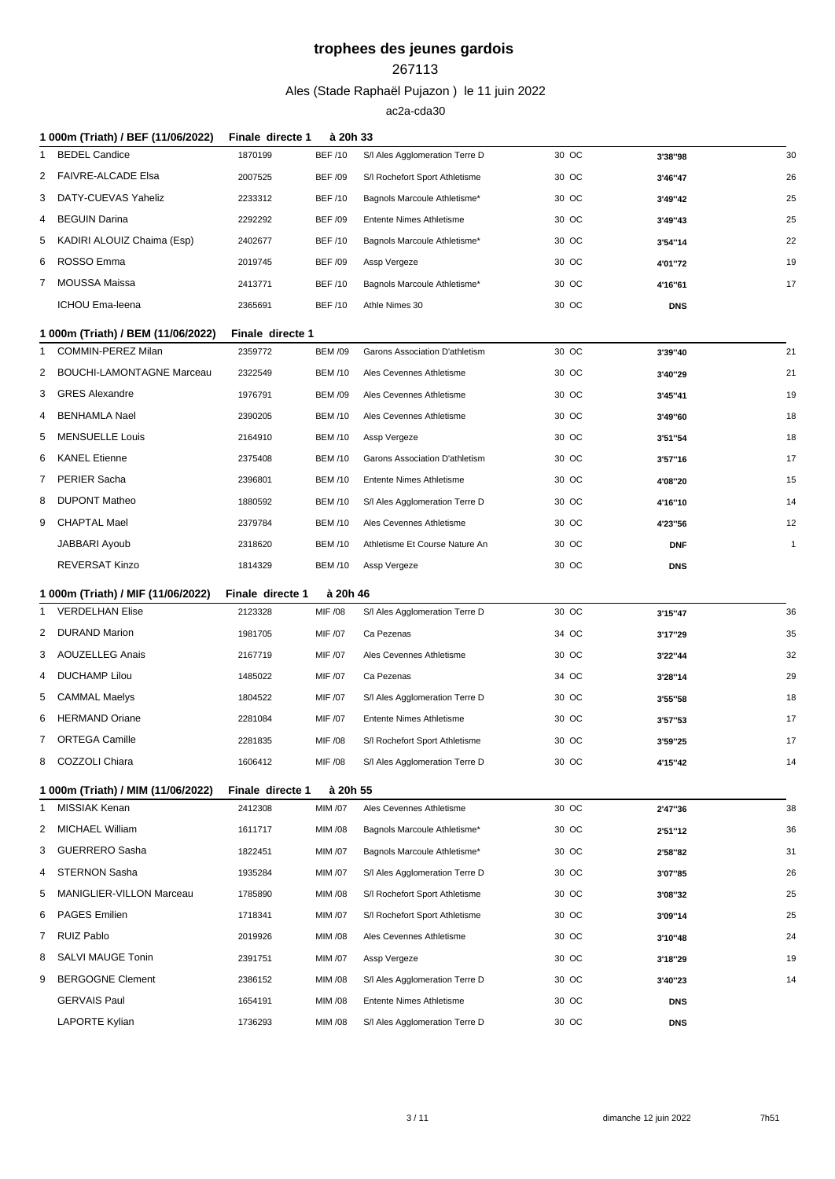# trophees des jeunes gardois

267113

Ales (Stade Raphaël Pujazon ) le 11 juin 2022

ac2a-cda30

### 1 000m (Triath) / BEF (11/06/2022) — Finale directe 1 à 20h 33

| | Nom | Licence | Cat. | Club | Dép. | Perf. | Pts |
|---|---|---|---|---|---|---|---|
| 1 | BEDEL Candice | 1870199 | BEF /10 | S/l Ales Agglomeration Terre D | 30 OC | 3'38''98 | 30 |
| 2 | FAIVRE-ALCADE Elsa | 2007525 | BEF /09 | S/l Rochefort Sport Athletisme | 30 OC | 3'46''47 | 26 |
| 3 | DATY-CUEVAS Yaheliz | 2233312 | BEF /10 | Bagnols Marcoule Athletisme* | 30 OC | 3'49''42 | 25 |
| 4 | BEGUIN Darina | 2292292 | BEF /09 | Entente Nimes Athletisme | 30 OC | 3'49''43 | 25 |
| 5 | KADIRI ALOUIZ Chaima (Esp) | 2402677 | BEF /10 | Bagnols Marcoule Athletisme* | 30 OC | 3'54''14 | 22 |
| 6 | ROSSO Emma | 2019745 | BEF /09 | Assp Vergeze | 30 OC | 4'01''72 | 19 |
| 7 | MOUSSA Maissa | 2413771 | BEF /10 | Bagnols Marcoule Athletisme* | 30 OC | 4'16''61 | 17 |
| | ICHOU Ema-leena | 2365691 | BEF /10 | Athle Nimes 30 | 30 OC | DNS | |

### 1 000m (Triath) / BEM (11/06/2022) — Finale directe 1

| | Nom | Licence | Cat. | Club | Dép. | Perf. | Pts |
|---|---|---|---|---|---|---|---|
| 1 | COMMIN-PEREZ Milan | 2359772 | BEM /09 | Garons Association D'athletism | 30 OC | 3'39''40 | 21 |
| 2 | BOUCHI-LAMONTAGNE Marceau | 2322549 | BEM /10 | Ales Cevennes Athletisme | 30 OC | 3'40''29 | 21 |
| 3 | GRES Alexandre | 1976791 | BEM /09 | Ales Cevennes Athletisme | 30 OC | 3'45''41 | 19 |
| 4 | BENHAMLA Nael | 2390205 | BEM /10 | Ales Cevennes Athletisme | 30 OC | 3'49''60 | 18 |
| 5 | MENSUELLE Louis | 2164910 | BEM /10 | Assp Vergeze | 30 OC | 3'51''54 | 18 |
| 6 | KANEL Etienne | 2375408 | BEM /10 | Garons Association D'athletism | 30 OC | 3'57''16 | 17 |
| 7 | PERIER Sacha | 2396801 | BEM /10 | Entente Nimes Athletisme | 30 OC | 4'08''20 | 15 |
| 8 | DUPONT Matheo | 1880592 | BEM /10 | S/l Ales Agglomeration Terre D | 30 OC | 4'16''10 | 14 |
| 9 | CHAPTAL Mael | 2379784 | BEM /10 | Ales Cevennes Athletisme | 30 OC | 4'23''56 | 12 |
| | JABBARI Ayoub | 2318620 | BEM /10 | Athletisme Et Course Nature An | 30 OC | DNF | 1 |
| | REVERSAT Kinzo | 1814329 | BEM /10 | Assp Vergeze | 30 OC | DNS | |

### 1 000m (Triath) / MIF (11/06/2022) — Finale directe 1 à 20h 46

| | Nom | Licence | Cat. | Club | Dép. | Perf. | Pts |
|---|---|---|---|---|---|---|---|
| 1 | VERDELHAN Elise | 2123328 | MIF /08 | S/l Ales Agglomeration Terre D | 30 OC | 3'15''47 | 36 |
| 2 | DURAND Marion | 1981705 | MIF /07 | Ca Pezenas | 34 OC | 3'17''29 | 35 |
| 3 | AOUZELLEG Anais | 2167719 | MIF /07 | Ales Cevennes Athletisme | 30 OC | 3'22''44 | 32 |
| 4 | DUCHAMP Lilou | 1485022 | MIF /07 | Ca Pezenas | 34 OC | 3'28''14 | 29 |
| 5 | CAMMAL Maelys | 1804522 | MIF /07 | S/l Ales Agglomeration Terre D | 30 OC | 3'55''58 | 18 |
| 6 | HERMAND Oriane | 2281084 | MIF /07 | Entente Nimes Athletisme | 30 OC | 3'57''53 | 17 |
| 7 | ORTEGA Camille | 2281835 | MIF /08 | S/l Rochefort Sport Athletisme | 30 OC | 3'59''25 | 17 |
| 8 | COZZOLI Chiara | 1606412 | MIF /08 | S/l Ales Agglomeration Terre D | 30 OC | 4'15''42 | 14 |

### 1 000m (Triath) / MIM (11/06/2022) — Finale directe 1 à 20h 55

| | Nom | Licence | Cat. | Club | Dép. | Perf. | Pts |
|---|---|---|---|---|---|---|---|
| 1 | MISSIAK Kenan | 2412308 | MIM /07 | Ales Cevennes Athletisme | 30 OC | 2'47''36 | 38 |
| 2 | MICHAEL William | 1611717 | MIM /08 | Bagnols Marcoule Athletisme* | 30 OC | 2'51''12 | 36 |
| 3 | GUERRERO Sasha | 1822451 | MIM /07 | Bagnols Marcoule Athletisme* | 30 OC | 2'58''82 | 31 |
| 4 | STERNON Sasha | 1935284 | MIM /07 | S/l Ales Agglomeration Terre D | 30 OC | 3'07''85 | 26 |
| 5 | MANIGLIER-VILLON Marceau | 1785890 | MIM /08 | S/l Rochefort Sport Athletisme | 30 OC | 3'08''32 | 25 |
| 6 | PAGES Emilien | 1718341 | MIM /07 | S/l Rochefort Sport Athletisme | 30 OC | 3'09''14 | 25 |
| 7 | RUIZ Pablo | 2019926 | MIM /08 | Ales Cevennes Athletisme | 30 OC | 3'10''48 | 24 |
| 8 | SALVI MAUGE Tonin | 2391751 | MIM /07 | Assp Vergeze | 30 OC | 3'18''29 | 19 |
| 9 | BERGOGNE Clement | 2386152 | MIM /08 | S/l Ales Agglomeration Terre D | 30 OC | 3'40''23 | 14 |
| | GERVAIS Paul | 1654191 | MIM /08 | Entente Nimes Athletisme | 30 OC | DNS | |
| | LAPORTE Kylian | 1736293 | MIM /08 | S/l Ales Agglomeration Terre D | 30 OC | DNS | |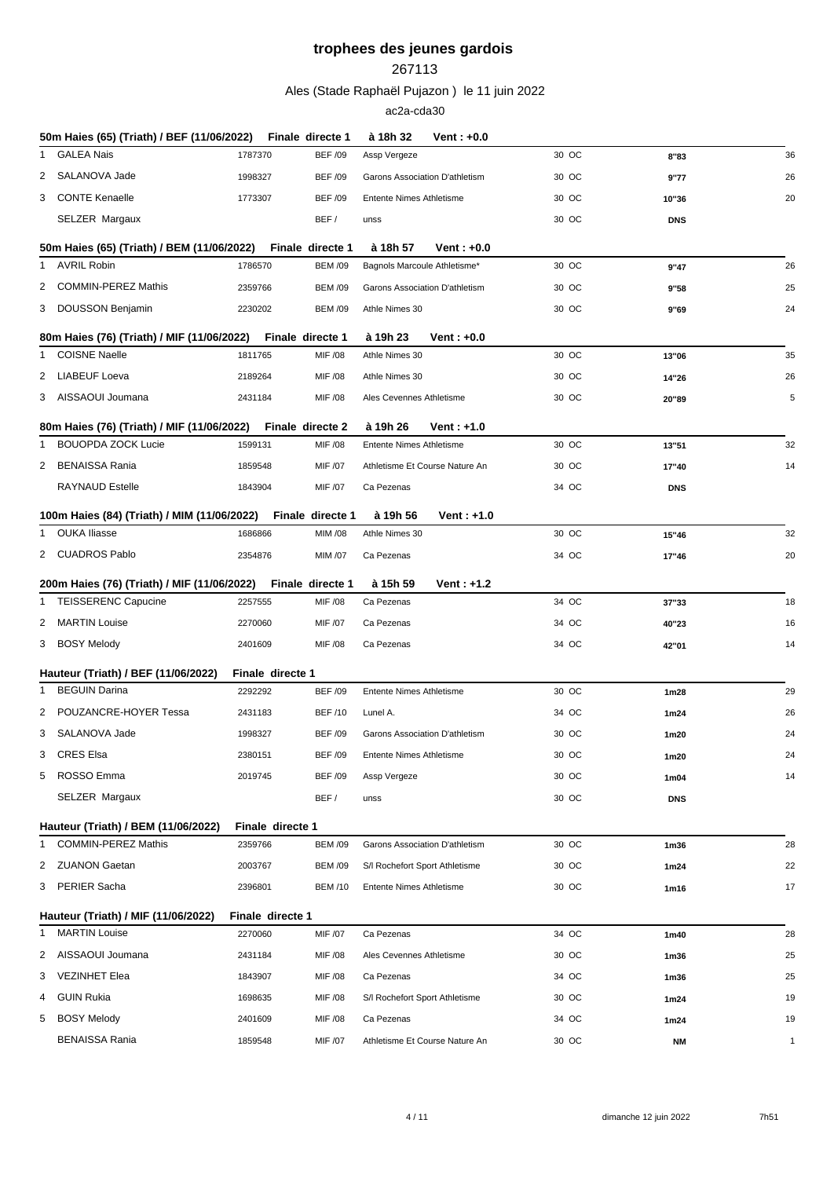# trophees des jeunes gardois

267113

Ales (Stade Raphaël Pujazon ) le 11 juin 2022

ac2a-cda30

**50m Haies (65) (Triath) / BEF (11/06/2022)** — Finale directe 1 — à 18h 32 — Vent : +0.0

| | Nom | Licence | Cat. | Club | Dép. | Perf. | Pts |
|---|---|---|---|---|---|---|---|
| 1 | GALEA Nais | 1787370 | BEF /09 | Assp Vergeze | 30 OC | 8"83 | 36 |
| 2 | SALANOVA Jade | 1998327 | BEF /09 | Garons Association D'athletism | 30 OC | 9"77 | 26 |
| 3 | CONTE Kenaelle | 1773307 | BEF /09 | Entente Nimes Athletisme | 30 OC | 10"36 | 20 |
| | SELZER Margaux | | BEF / | unss | 30 OC | DNS | |

**50m Haies (65) (Triath) / BEM (11/06/2022)** — Finale directe 1 — à 18h 57 — Vent : +0.0

| | Nom | Licence | Cat. | Club | Dép. | Perf. | Pts |
|---|---|---|---|---|---|---|---|
| 1 | AVRIL Robin | 1786570 | BEM /09 | Bagnols Marcoule Athletisme* | 30 OC | 9"47 | 26 |
| 2 | COMMIN-PEREZ Mathis | 2359766 | BEM /09 | Garons Association D'athletism | 30 OC | 9"58 | 25 |
| 3 | DOUSSON Benjamin | 2230202 | BEM /09 | Athle Nimes 30 | 30 OC | 9"69 | 24 |

**80m Haies (76) (Triath) / MIF (11/06/2022)** — Finale directe 1 — à 19h 23 — Vent : +0.0

| | Nom | Licence | Cat. | Club | Dép. | Perf. | Pts |
|---|---|---|---|---|---|---|---|
| 1 | COISNE Naelle | 1811765 | MIF /08 | Athle Nimes 30 | 30 OC | 13"06 | 35 |
| 2 | LIABEUF Loeva | 2189264 | MIF /08 | Athle Nimes 30 | 30 OC | 14"26 | 26 |
| 3 | AISSAOUI Joumana | 2431184 | MIF /08 | Ales Cevennes Athletisme | 30 OC | 20"89 | 5 |

**80m Haies (76) (Triath) / MIF (11/06/2022)** — Finale directe 2 — à 19h 26 — Vent : +1.0

| | Nom | Licence | Cat. | Club | Dép. | Perf. | Pts |
|---|---|---|---|---|---|---|---|
| 1 | BOUOPDA ZOCK Lucie | 1599131 | MIF /08 | Entente Nimes Athletisme | 30 OC | 13"51 | 32 |
| 2 | BENAISSA Rania | 1859548 | MIF /07 | Athletisme Et Course Nature An | 30 OC | 17"40 | 14 |
| | RAYNAUD Estelle | 1843904 | MIF /07 | Ca Pezenas | 34 OC | DNS | |

**100m Haies (84) (Triath) / MIM (11/06/2022)** — Finale directe 1 — à 19h 56 — Vent : +1.0

| | Nom | Licence | Cat. | Club | Dép. | Perf. | Pts |
|---|---|---|---|---|---|---|---|
| 1 | OUKA Iliasse | 1686866 | MIM /08 | Athle Nimes 30 | 30 OC | 15"46 | 32 |
| 2 | CUADROS Pablo | 2354876 | MIM /07 | Ca Pezenas | 34 OC | 17"46 | 20 |

**200m Haies (76) (Triath) / MIF (11/06/2022)** — Finale directe 1 — à 15h 59 — Vent : +1.2

| | Nom | Licence | Cat. | Club | Dép. | Perf. | Pts |
|---|---|---|---|---|---|---|---|
| 1 | TEISSERENC Capucine | 2257555 | MIF /08 | Ca Pezenas | 34 OC | 37"33 | 18 |
| 2 | MARTIN Louise | 2270060 | MIF /07 | Ca Pezenas | 34 OC | 40"23 | 16 |
| 3 | BOSY Melody | 2401609 | MIF /08 | Ca Pezenas | 34 OC | 42"01 | 14 |

**Hauteur (Triath) / BEF (11/06/2022)** — Finale directe 1

| | Nom | Licence | Cat. | Club | Dép. | Perf. | Pts |
|---|---|---|---|---|---|---|---|
| 1 | BEGUIN Darina | 2292292 | BEF /09 | Entente Nimes Athletisme | 30 OC | 1m28 | 29 |
| 2 | POUZANCRE-HOYER Tessa | 2431183 | BEF /10 | Lunel A. | 34 OC | 1m24 | 26 |
| 3 | SALANOVA Jade | 1998327 | BEF /09 | Garons Association D'athletism | 30 OC | 1m20 | 24 |
| 3 | CRES Elsa | 2380151 | BEF /09 | Entente Nimes Athletisme | 30 OC | 1m20 | 24 |
| 5 | ROSSO Emma | 2019745 | BEF /09 | Assp Vergeze | 30 OC | 1m04 | 14 |
| | SELZER Margaux | | BEF / | unss | 30 OC | DNS | |

**Hauteur (Triath) / BEM (11/06/2022)** — Finale directe 1

| | Nom | Licence | Cat. | Club | Dép. | Perf. | Pts |
|---|---|---|---|---|---|---|---|
| 1 | COMMIN-PEREZ Mathis | 2359766 | BEM /09 | Garons Association D'athletism | 30 OC | 1m36 | 28 |
| 2 | ZUANON Gaetan | 2003767 | BEM /09 | S/l Rochefort Sport Athletisme | 30 OC | 1m24 | 22 |
| 3 | PERIER Sacha | 2396801 | BEM /10 | Entente Nimes Athletisme | 30 OC | 1m16 | 17 |

**Hauteur (Triath) / MIF (11/06/2022)** — Finale directe 1

| | Nom | Licence | Cat. | Club | Dép. | Perf. | Pts |
|---|---|---|---|---|---|---|---|
| 1 | MARTIN Louise | 2270060 | MIF /07 | Ca Pezenas | 34 OC | 1m40 | 28 |
| 2 | AISSAOUI Joumana | 2431184 | MIF /08 | Ales Cevennes Athletisme | 30 OC | 1m36 | 25 |
| 3 | VEZINHET Elea | 1843907 | MIF /08 | Ca Pezenas | 34 OC | 1m36 | 25 |
| 4 | GUIN Rukia | 1698635 | MIF /08 | S/l Rochefort Sport Athletisme | 30 OC | 1m24 | 19 |
| 5 | BOSY Melody | 2401609 | MIF /08 | Ca Pezenas | 34 OC | 1m24 | 19 |
| | BENAISSA Rania | 1859548 | MIF /07 | Athletisme Et Course Nature An | 30 OC | NM | 1 |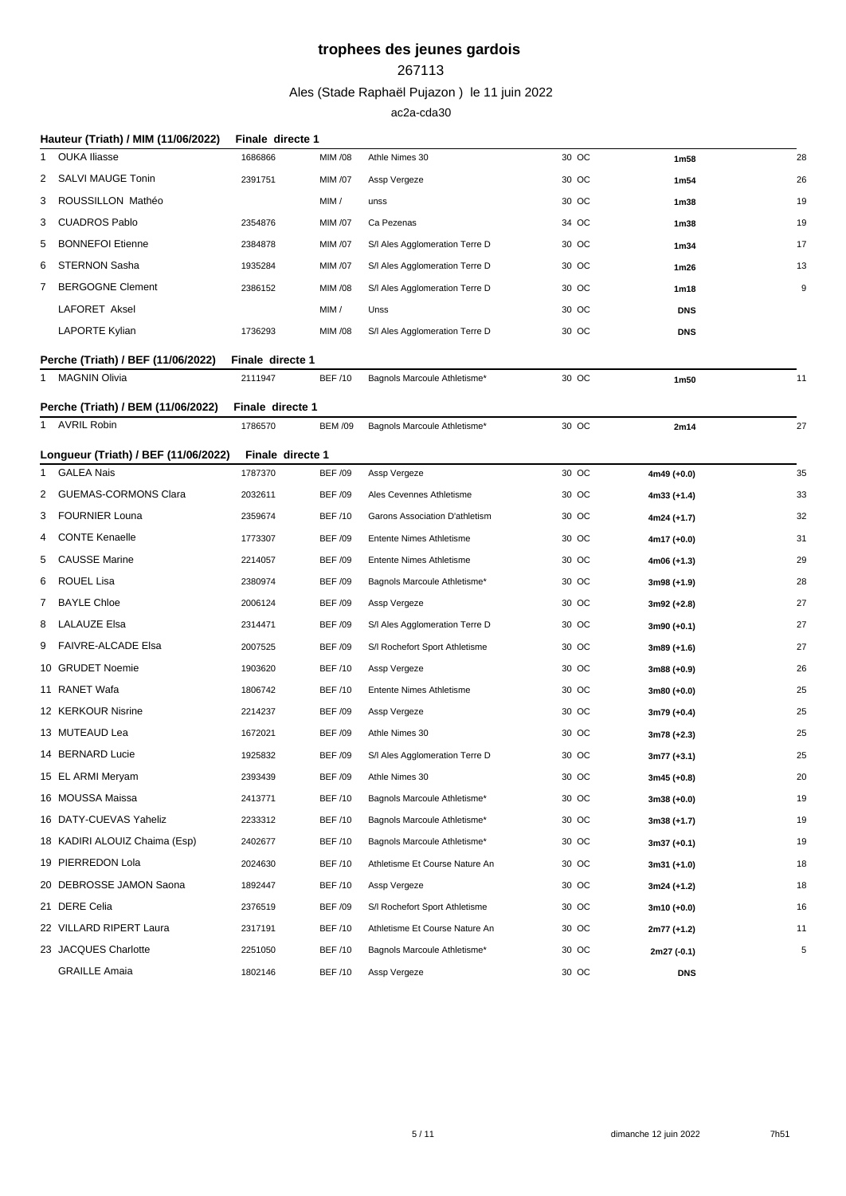# trophees des jeunes gardois

267113

Ales (Stade Raphaël Pujazon ) le 11 juin 2022

ac2a-cda30

### Hauteur (Triath) / MIM (11/06/2022) — Finale directe 1

| | Nom | Licence | Cat. | Club | Dép. | Perf. | Pts |
|---|---|---|---|---|---|---|---|
| 1 | OUKA Iliasse | 1686866 | MIM /08 | Athle Nimes 30 | 30 OC | 1m58 | 28 |
| 2 | SALVI MAUGE Tonin | 2391751 | MIM /07 | Assp Vergeze | 30 OC | 1m54 | 26 |
| 3 | ROUSSILLON Mathéo | | MIM / | unss | 30 OC | 1m38 | 19 |
| 3 | CUADROS Pablo | 2354876 | MIM /07 | Ca Pezenas | 34 OC | 1m38 | 19 |
| 5 | BONNEFOI Etienne | 2384878 | MIM /07 | S/l Ales Agglomeration Terre D | 30 OC | 1m34 | 17 |
| 6 | STERNON Sasha | 1935284 | MIM /07 | S/l Ales Agglomeration Terre D | 30 OC | 1m26 | 13 |
| 7 | BERGOGNE Clement | 2386152 | MIM /08 | S/l Ales Agglomeration Terre D | 30 OC | 1m18 | 9 |
| | LAFORET Aksel | | MIM / | Unss | 30 OC | DNS | |
| | LAPORTE Kylian | 1736293 | MIM /08 | S/l Ales Agglomeration Terre D | 30 OC | DNS | |

### Perche (Triath) / BEF (11/06/2022) — Finale directe 1

| | Nom | Licence | Cat. | Club | Dép. | Perf. | Pts |
|---|---|---|---|---|---|---|---|
| 1 | MAGNIN Olivia | 2111947 | BEF /10 | Bagnols Marcoule Athletisme* | 30 OC | 1m50 | 11 |

### Perche (Triath) / BEM (11/06/2022) — Finale directe 1

| | Nom | Licence | Cat. | Club | Dép. | Perf. | Pts |
|---|---|---|---|---|---|---|---|
| 1 | AVRIL Robin | 1786570 | BEM /09 | Bagnols Marcoule Athletisme* | 30 OC | 2m14 | 27 |

### Longueur (Triath) / BEF (11/06/2022) — Finale directe 1

| | Nom | Licence | Cat. | Club | Dép. | Perf. | Pts |
|---|---|---|---|---|---|---|---|
| 1 | GALEA Nais | 1787370 | BEF /09 | Assp Vergeze | 30 OC | 4m49 (+0.0) | 35 |
| 2 | GUEMAS-CORMONS Clara | 2032611 | BEF /09 | Ales Cevennes Athletisme | 30 OC | 4m33 (+1.4) | 33 |
| 3 | FOURNIER Louna | 2359674 | BEF /10 | Garons Association D'athletism | 30 OC | 4m24 (+1.7) | 32 |
| 4 | CONTE Kenaelle | 1773307 | BEF /09 | Entente Nimes Athletisme | 30 OC | 4m17 (+0.0) | 31 |
| 5 | CAUSSE Marine | 2214057 | BEF /09 | Entente Nimes Athletisme | 30 OC | 4m06 (+1.3) | 29 |
| 6 | ROUEL Lisa | 2380974 | BEF /09 | Bagnols Marcoule Athletisme* | 30 OC | 3m98 (+1.9) | 28 |
| 7 | BAYLE Chloe | 2006124 | BEF /09 | Assp Vergeze | 30 OC | 3m92 (+2.8) | 27 |
| 8 | LALAUZE Elsa | 2314471 | BEF /09 | S/l Ales Agglomeration Terre D | 30 OC | 3m90 (+0.1) | 27 |
| 9 | FAIVRE-ALCADE Elsa | 2007525 | BEF /09 | S/l Rochefort Sport Athletisme | 30 OC | 3m89 (+1.6) | 27 |
| 10 | GRUDET Noemie | 1903620 | BEF /10 | Assp Vergeze | 30 OC | 3m88 (+0.9) | 26 |
| 11 | RANET Wafa | 1806742 | BEF /10 | Entente Nimes Athletisme | 30 OC | 3m80 (+0.0) | 25 |
| 12 | KERKOUR Nisrine | 2214237 | BEF /09 | Assp Vergeze | 30 OC | 3m79 (+0.4) | 25 |
| 13 | MUTEAUD Lea | 1672021 | BEF /09 | Athle Nimes 30 | 30 OC | 3m78 (+2.3) | 25 |
| 14 | BERNARD Lucie | 1925832 | BEF /09 | S/l Ales Agglomeration Terre D | 30 OC | 3m77 (+3.1) | 25 |
| 15 | EL ARMI Meryam | 2393439 | BEF /09 | Athle Nimes 30 | 30 OC | 3m45 (+0.8) | 20 |
| 16 | MOUSSA Maissa | 2413771 | BEF /10 | Bagnols Marcoule Athletisme* | 30 OC | 3m38 (+0.0) | 19 |
| 16 | DATY-CUEVAS Yaheliz | 2233312 | BEF /10 | Bagnols Marcoule Athletisme* | 30 OC | 3m38 (+1.7) | 19 |
| 18 | KADIRI ALOUIZ Chaima (Esp) | 2402677 | BEF /10 | Bagnols Marcoule Athletisme* | 30 OC | 3m37 (+0.1) | 19 |
| 19 | PIERREDON Lola | 2024630 | BEF /10 | Athletisme Et Course Nature An | 30 OC | 3m31 (+1.0) | 18 |
| 20 | DEBROSSE JAMON Saona | 1892447 | BEF /10 | Assp Vergeze | 30 OC | 3m24 (+1.2) | 18 |
| 21 | DERE Celia | 2376519 | BEF /09 | S/l Rochefort Sport Athletisme | 30 OC | 3m10 (+0.0) | 16 |
| 22 | VILLARD RIPERT Laura | 2317191 | BEF /10 | Athletisme Et Course Nature An | 30 OC | 2m77 (+1.2) | 11 |
| 23 | JACQUES Charlotte | 2251050 | BEF /10 | Bagnols Marcoule Athletisme* | 30 OC | 2m27 (-0.1) | 5 |
| | GRAILLE Amaia | 1802146 | BEF /10 | Assp Vergeze | 30 OC | DNS | |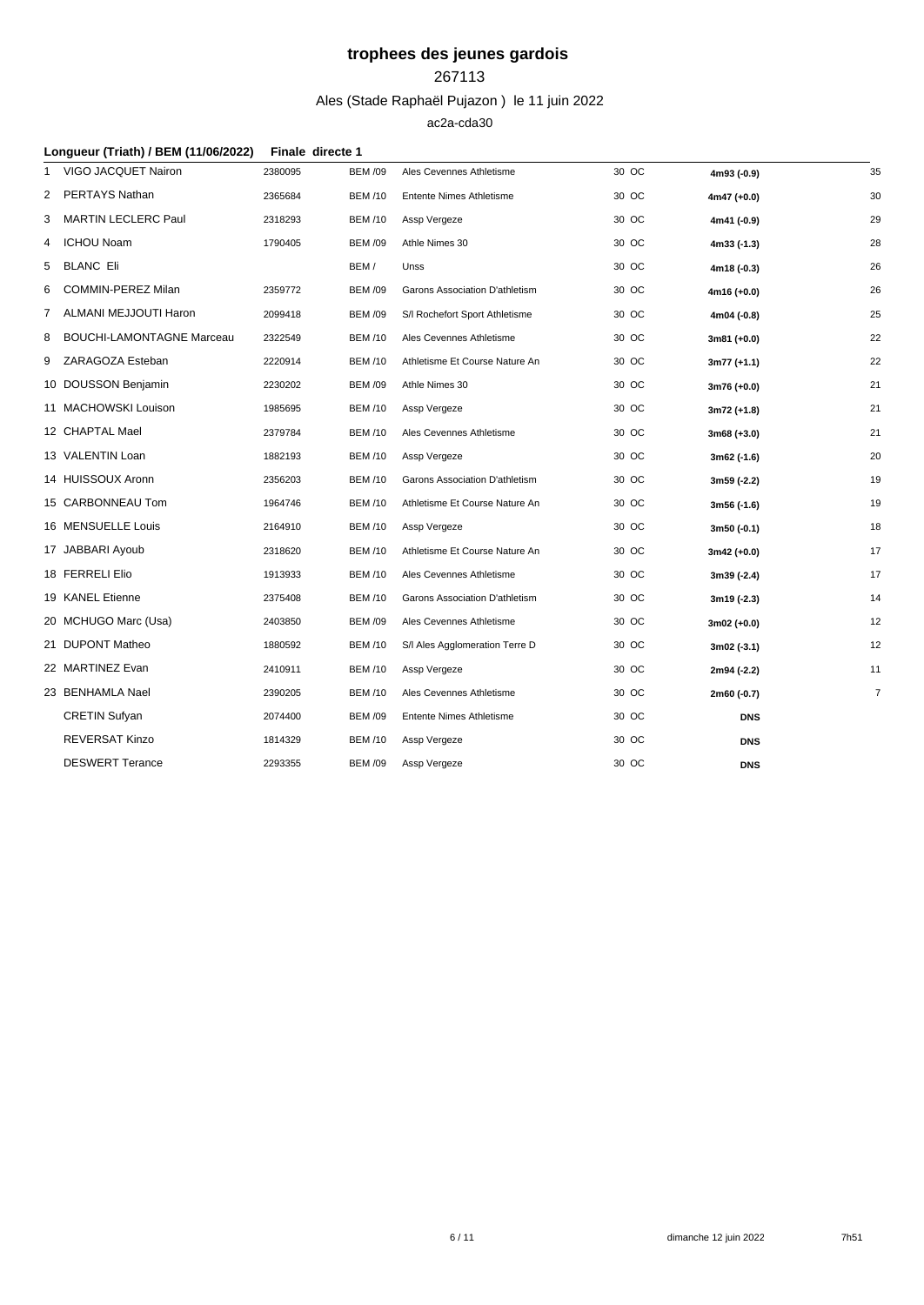# trophees des jeunes gardois

267113

Ales (Stade Raphaël Pujazon ) le 11 juin 2022

ac2a-cda30

**Longueur (Triath) / BEM (11/06/2022)** **Finale directe 1**

| | | | | | | | |
|---|---|---|---|---|---|---|---|
| 1 | VIGO JACQUET Nairon | 2380095 | BEM /09 | Ales Cevennes Athletisme | 30 OC | **4m93 (-0.9)** | 35 |
| 2 | PERTAYS Nathan | 2365684 | BEM /10 | Entente Nimes Athletisme | 30 OC | **4m47 (+0.0)** | 30 |
| 3 | MARTIN LECLERC Paul | 2318293 | BEM /10 | Assp Vergeze | 30 OC | **4m41 (-0.9)** | 29 |
| 4 | ICHOU Noam | 1790405 | BEM /09 | Athle Nimes 30 | 30 OC | **4m33 (-1.3)** | 28 |
| 5 | BLANC Eli | | BEM / | Unss | 30 OC | **4m18 (-0.3)** | 26 |
| 6 | COMMIN-PEREZ Milan | 2359772 | BEM /09 | Garons Association D'athletism | 30 OC | **4m16 (+0.0)** | 26 |
| 7 | ALMANI MEJJOUTI Haron | 2099418 | BEM /09 | S/l Rochefort Sport Athletisme | 30 OC | **4m04 (-0.8)** | 25 |
| 8 | BOUCHI-LAMONTAGNE Marceau | 2322549 | BEM /10 | Ales Cevennes Athletisme | 30 OC | **3m81 (+0.0)** | 22 |
| 9 | ZARAGOZA Esteban | 2220914 | BEM /10 | Athletisme Et Course Nature An | 30 OC | **3m77 (+1.1)** | 22 |
| 10 | DOUSSON Benjamin | 2230202 | BEM /09 | Athle Nimes 30 | 30 OC | **3m76 (+0.0)** | 21 |
| 11 | MACHOWSKI Louison | 1985695 | BEM /10 | Assp Vergeze | 30 OC | **3m72 (+1.8)** | 21 |
| 12 | CHAPTAL Mael | 2379784 | BEM /10 | Ales Cevennes Athletisme | 30 OC | **3m68 (+3.0)** | 21 |
| 13 | VALENTIN Loan | 1882193 | BEM /10 | Assp Vergeze | 30 OC | **3m62 (-1.6)** | 20 |
| 14 | HUISSOUX Aronn | 2356203 | BEM /10 | Garons Association D'athletism | 30 OC | **3m59 (-2.2)** | 19 |
| 15 | CARBONNEAU Tom | 1964746 | BEM /10 | Athletisme Et Course Nature An | 30 OC | **3m56 (-1.6)** | 19 |
| 16 | MENSUELLE Louis | 2164910 | BEM /10 | Assp Vergeze | 30 OC | **3m50 (-0.1)** | 18 |
| 17 | JABBARI Ayoub | 2318620 | BEM /10 | Athletisme Et Course Nature An | 30 OC | **3m42 (+0.0)** | 17 |
| 18 | FERRELI Elio | 1913933 | BEM /10 | Ales Cevennes Athletisme | 30 OC | **3m39 (-2.4)** | 17 |
| 19 | KANEL Etienne | 2375408 | BEM /10 | Garons Association D'athletism | 30 OC | **3m19 (-2.3)** | 14 |
| 20 | MCHUGO Marc (Usa) | 2403850 | BEM /09 | Ales Cevennes Athletisme | 30 OC | **3m02 (+0.0)** | 12 |
| 21 | DUPONT Matheo | 1880592 | BEM /10 | S/l Ales Agglomeration Terre D | 30 OC | **3m02 (-3.1)** | 12 |
| 22 | MARTINEZ Evan | 2410911 | BEM /10 | Assp Vergeze | 30 OC | **2m94 (-2.2)** | 11 |
| 23 | BENHAMLA Nael | 2390205 | BEM /10 | Ales Cevennes Athletisme | 30 OC | **2m60 (-0.7)** | 7 |
| | CRETIN Sufyan | 2074400 | BEM /09 | Entente Nimes Athletisme | 30 OC | **DNS** | |
| | REVERSAT Kinzo | 1814329 | BEM /10 | Assp Vergeze | 30 OC | **DNS** | |
| | DESWERT Terance | 2293355 | BEM /09 | Assp Vergeze | 30 OC | **DNS** | |

dimanche 12 juin 2022 7h51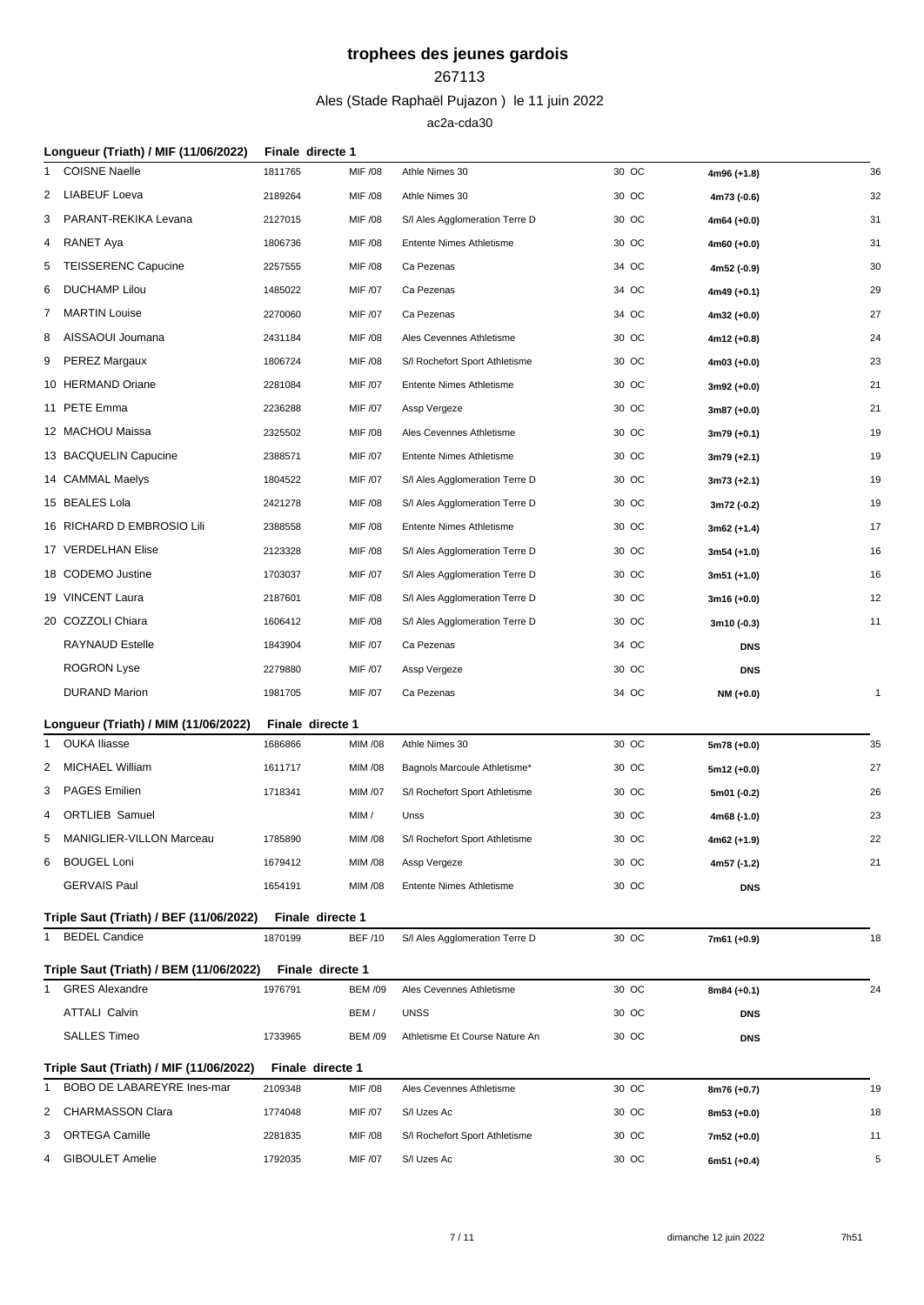# trophees des jeunes gardois

267113

Ales (Stade Raphaël Pujazon ) le 11 juin 2022

ac2a-cda30

### Longueur (Triath) / MIF (11/06/2022) — Finale directe 1

| | Nom | Licence | Cat. | Club | Dép. | Perf. | Pts |
|---|---|---|---|---|---|---|---|
| 1 | COISNE Naelle | 1811765 | MIF /08 | Athle Nimes 30 | 30 OC | 4m96 (+1.8) | 36 |
| 2 | LIABEUF Loeva | 2189264 | MIF /08 | Athle Nimes 30 | 30 OC | 4m73 (-0.6) | 32 |
| 3 | PARANT-REKIKA Levana | 2127015 | MIF /08 | S/l Ales Agglomeration Terre D | 30 OC | 4m64 (+0.0) | 31 |
| 4 | RANET Aya | 1806736 | MIF /08 | Entente Nimes Athletisme | 30 OC | 4m60 (+0.0) | 31 |
| 5 | TEISSERENC Capucine | 2257555 | MIF /08 | Ca Pezenas | 34 OC | 4m52 (-0.9) | 30 |
| 6 | DUCHAMP Lilou | 1485022 | MIF /07 | Ca Pezenas | 34 OC | 4m49 (+0.1) | 29 |
| 7 | MARTIN Louise | 2270060 | MIF /07 | Ca Pezenas | 34 OC | 4m32 (+0.0) | 27 |
| 8 | AISSAOUI Joumana | 2431184 | MIF /08 | Ales Cevennes Athletisme | 30 OC | 4m12 (+0.8) | 24 |
| 9 | PEREZ Margaux | 1806724 | MIF /08 | S/l Rochefort Sport Athletisme | 30 OC | 4m03 (+0.0) | 23 |
| 10 | HERMAND Oriane | 2281084 | MIF /07 | Entente Nimes Athletisme | 30 OC | 3m92 (+0.0) | 21 |
| 11 | PETE Emma | 2236288 | MIF /07 | Assp Vergeze | 30 OC | 3m87 (+0.0) | 21 |
| 12 | MACHOU Maissa | 2325502 | MIF /08 | Ales Cevennes Athletisme | 30 OC | 3m79 (+0.1) | 19 |
| 13 | BACQUELIN Capucine | 2388571 | MIF /07 | Entente Nimes Athletisme | 30 OC | 3m79 (+2.1) | 19 |
| 14 | CAMMAL Maelys | 1804522 | MIF /07 | S/l Ales Agglomeration Terre D | 30 OC | 3m73 (+2.1) | 19 |
| 15 | BEALES Lola | 2421278 | MIF /08 | S/l Ales Agglomeration Terre D | 30 OC | 3m72 (-0.2) | 19 |
| 16 | RICHARD D EMBROSIO Lili | 2388558 | MIF /08 | Entente Nimes Athletisme | 30 OC | 3m62 (+1.4) | 17 |
| 17 | VERDELHAN Elise | 2123328 | MIF /08 | S/l Ales Agglomeration Terre D | 30 OC | 3m54 (+1.0) | 16 |
| 18 | CODEMO Justine | 1703037 | MIF /07 | S/l Ales Agglomeration Terre D | 30 OC | 3m51 (+1.0) | 16 |
| 19 | VINCENT Laura | 2187601 | MIF /08 | S/l Ales Agglomeration Terre D | 30 OC | 3m16 (+0.0) | 12 |
| 20 | COZZOLI Chiara | 1606412 | MIF /08 | S/l Ales Agglomeration Terre D | 30 OC | 3m10 (-0.3) | 11 |
| | RAYNAUD Estelle | 1843904 | MIF /07 | Ca Pezenas | 34 OC | DNS | |
| | ROGRON Lyse | 2279880 | MIF /07 | Assp Vergeze | 30 OC | DNS | |
| | DURAND Marion | 1981705 | MIF /07 | Ca Pezenas | 34 OC | NM (+0.0) | 1 |

### Longueur (Triath) / MIM (11/06/2022) — Finale directe 1

| | Nom | Licence | Cat. | Club | Dép. | Perf. | Pts |
|---|---|---|---|---|---|---|---|
| 1 | OUKA Iliasse | 1686866 | MIM /08 | Athle Nimes 30 | 30 OC | 5m78 (+0.0) | 35 |
| 2 | MICHAEL William | 1611717 | MIM /08 | Bagnols Marcoule Athletisme* | 30 OC | 5m12 (+0.0) | 27 |
| 3 | PAGES Emilien | 1718341 | MIM /07 | S/l Rochefort Sport Athletisme | 30 OC | 5m01 (-0.2) | 26 |
| 4 | ORTLIEB Samuel | | MIM / | Unss | 30 OC | 4m68 (-1.0) | 23 |
| 5 | MANIGLIER-VILLON Marceau | 1785890 | MIM /08 | S/l Rochefort Sport Athletisme | 30 OC | 4m62 (+1.9) | 22 |
| 6 | BOUGEL Loni | 1679412 | MIM /08 | Assp Vergeze | 30 OC | 4m57 (-1.2) | 21 |
| | GERVAIS Paul | 1654191 | MIM /08 | Entente Nimes Athletisme | 30 OC | DNS | |

### Triple Saut (Triath) / BEF (11/06/2022) — Finale directe 1

| | Nom | Licence | Cat. | Club | Dép. | Perf. | Pts |
|---|---|---|---|---|---|---|---|
| 1 | BEDEL Candice | 1870199 | BEF /10 | S/l Ales Agglomeration Terre D | 30 OC | 7m61 (+0.9) | 18 |

### Triple Saut (Triath) / BEM (11/06/2022) — Finale directe 1

| | Nom | Licence | Cat. | Club | Dép. | Perf. | Pts |
|---|---|---|---|---|---|---|---|
| 1 | GRES Alexandre | 1976791 | BEM /09 | Ales Cevennes Athletisme | 30 OC | 8m84 (+0.1) | 24 |
| | ATTALI Calvin | | BEM / | UNSS | 30 OC | DNS | |
| | SALLES Timeo | 1733965 | BEM /09 | Athletisme Et Course Nature An | 30 OC | DNS | |

### Triple Saut (Triath) / MIF (11/06/2022) — Finale directe 1

| | Nom | Licence | Cat. | Club | Dép. | Perf. | Pts |
|---|---|---|---|---|---|---|---|
| 1 | BOBO DE LABAREYRE Ines-mar | 2109348 | MIF /08 | Ales Cevennes Athletisme | 30 OC | 8m76 (+0.7) | 19 |
| 2 | CHARMASSON Clara | 1774048 | MIF /07 | S/l Uzes Ac | 30 OC | 8m53 (+0.0) | 18 |
| 3 | ORTEGA Camille | 2281835 | MIF /08 | S/l Rochefort Sport Athletisme | 30 OC | 7m52 (+0.0) | 11 |
| 4 | GIBOULET Amelie | 1792035 | MIF /07 | S/l Uzes Ac | 30 OC | 6m51 (+0.4) | 5 |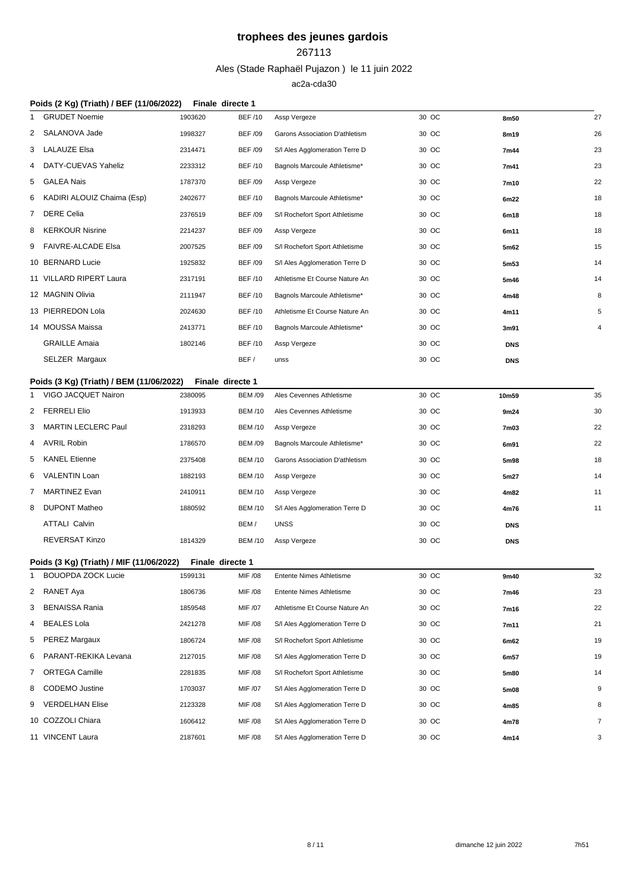# trophees des jeunes gardois

267113

Ales (Stade Raphaël Pujazon ) le 11 juin 2022

ac2a-cda30

### Poids (2 Kg) (Triath) / BEF (11/06/2022) Finale directe 1

| | Nom | Licence | Cat. | Club | Ligue | Perf. | Pts |
|---|---|---|---|---|---|---|---|
| 1 | GRUDET Noemie | 1903620 | BEF /10 | Assp Vergeze | 30 OC | **8m50** | 27 |
| 2 | SALANOVA Jade | 1998327 | BEF /09 | Garons Association D'athletism | 30 OC | **8m19** | 26 |
| 3 | LALAUZE Elsa | 2314471 | BEF /09 | S/l Ales Agglomeration Terre D | 30 OC | **7m44** | 23 |
| 4 | DATY-CUEVAS Yaheliz | 2233312 | BEF /10 | Bagnols Marcoule Athletisme* | 30 OC | **7m41** | 23 |
| 5 | GALEA Nais | 1787370 | BEF /09 | Assp Vergeze | 30 OC | **7m10** | 22 |
| 6 | KADIRI ALOUIZ Chaima (Esp) | 2402677 | BEF /10 | Bagnols Marcoule Athletisme* | 30 OC | **6m22** | 18 |
| 7 | DERE Celia | 2376519 | BEF /09 | S/l Rochefort Sport Athletisme | 30 OC | **6m18** | 18 |
| 8 | KERKOUR Nisrine | 2214237 | BEF /09 | Assp Vergeze | 30 OC | **6m11** | 18 |
| 9 | FAIVRE-ALCADE Elsa | 2007525 | BEF /09 | S/l Rochefort Sport Athletisme | 30 OC | **5m62** | 15 |
| 10 | BERNARD Lucie | 1925832 | BEF /09 | S/l Ales Agglomeration Terre D | 30 OC | **5m53** | 14 |
| 11 | VILLARD RIPERT Laura | 2317191 | BEF /10 | Athletisme Et Course Nature An | 30 OC | **5m46** | 14 |
| 12 | MAGNIN Olivia | 2111947 | BEF /10 | Bagnols Marcoule Athletisme* | 30 OC | **4m48** | 8 |
| 13 | PIERREDON Lola | 2024630 | BEF /10 | Athletisme Et Course Nature An | 30 OC | **4m11** | 5 |
| 14 | MOUSSA Maissa | 2413771 | BEF /10 | Bagnols Marcoule Athletisme* | 30 OC | **3m91** | 4 |
| | GRAILLE Amaia | 1802146 | BEF /10 | Assp Vergeze | 30 OC | **DNS** | |
| | SELZER Margaux | | BEF / | unss | 30 OC | **DNS** | |

### Poids (3 Kg) (Triath) / BEM (11/06/2022) Finale directe 1

| | Nom | Licence | Cat. | Club | Ligue | Perf. | Pts |
|---|---|---|---|---|---|---|---|
| 1 | VIGO JACQUET Nairon | 2380095 | BEM /09 | Ales Cevennes Athletisme | 30 OC | **10m59** | 35 |
| 2 | FERRELI Elio | 1913933 | BEM /10 | Ales Cevennes Athletisme | 30 OC | **9m24** | 30 |
| 3 | MARTIN LECLERC Paul | 2318293 | BEM /10 | Assp Vergeze | 30 OC | **7m03** | 22 |
| 4 | AVRIL Robin | 1786570 | BEM /09 | Bagnols Marcoule Athletisme* | 30 OC | **6m91** | 22 |
| 5 | KANEL Etienne | 2375408 | BEM /10 | Garons Association D'athletism | 30 OC | **5m98** | 18 |
| 6 | VALENTIN Loan | 1882193 | BEM /10 | Assp Vergeze | 30 OC | **5m27** | 14 |
| 7 | MARTINEZ Evan | 2410911 | BEM /10 | Assp Vergeze | 30 OC | **4m82** | 11 |
| 8 | DUPONT Matheo | 1880592 | BEM /10 | S/l Ales Agglomeration Terre D | 30 OC | **4m76** | 11 |
| | ATTALI Calvin | | BEM / | UNSS | 30 OC | **DNS** | |
| | REVERSAT Kinzo | 1814329 | BEM /10 | Assp Vergeze | 30 OC | **DNS** | |

### Poids (3 Kg) (Triath) / MIF (11/06/2022) Finale directe 1

| | Nom | Licence | Cat. | Club | Ligue | Perf. | Pts |
|---|---|---|---|---|---|---|---|
| 1 | BOUOPDA ZOCK Lucie | 1599131 | MIF /08 | Entente Nimes Athletisme | 30 OC | **9m40** | 32 |
| 2 | RANET Aya | 1806736 | MIF /08 | Entente Nimes Athletisme | 30 OC | **7m46** | 23 |
| 3 | BENAISSA Rania | 1859548 | MIF /07 | Athletisme Et Course Nature An | 30 OC | **7m16** | 22 |
| 4 | BEALES Lola | 2421278 | MIF /08 | S/l Ales Agglomeration Terre D | 30 OC | **7m11** | 21 |
| 5 | PEREZ Margaux | 1806724 | MIF /08 | S/l Rochefort Sport Athletisme | 30 OC | **6m62** | 19 |
| 6 | PARANT-REKIKA Levana | 2127015 | MIF /08 | S/l Ales Agglomeration Terre D | 30 OC | **6m57** | 19 |
| 7 | ORTEGA Camille | 2281835 | MIF /08 | S/l Rochefort Sport Athletisme | 30 OC | **5m80** | 14 |
| 8 | CODEMO Justine | 1703037 | MIF /07 | S/l Ales Agglomeration Terre D | 30 OC | **5m08** | 9 |
| 9 | VERDELHAN Elise | 2123328 | MIF /08 | S/l Ales Agglomeration Terre D | 30 OC | **4m85** | 8 |
| 10 | COZZOLI Chiara | 1606412 | MIF /08 | S/l Ales Agglomeration Terre D | 30 OC | **4m78** | 7 |
| 11 | VINCENT Laura | 2187601 | MIF /08 | S/l Ales Agglomeration Terre D | 30 OC | **4m14** | 3 |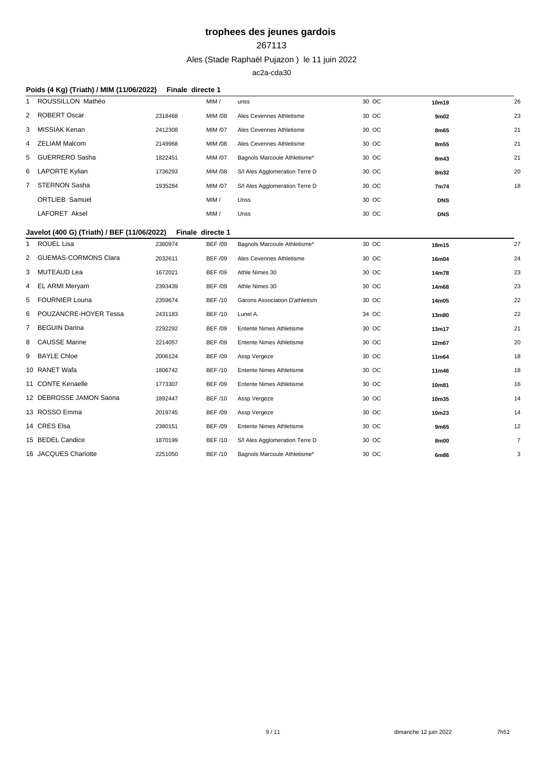# trophees des jeunes gardois

267113

Ales (Stade Raphaël Pujazon ) le 11 juin 2022

ac2a-cda30

### Poids (4 Kg) (Triath) / MIM (11/06/2022) Finale directe 1

| | | | | | | | |
|---|---|---|---|---|---|---|---|
| 1 | ROUSSILLON Mathéo | | MIM / | unss | 30 OC | **10m19** | 26 |
| 2 | ROBERT Oscar | 2318468 | MIM /08 | Ales Cevennes Athletisme | 30 OC | **9m02** | 23 |
| 3 | MISSIAK Kenan | 2412308 | MIM /07 | Ales Cevennes Athletisme | 30 OC | **8m65** | 21 |
| 4 | ZELIAM Malcom | 2149968 | MIM /08 | Ales Cevennes Athletisme | 30 OC | **8m55** | 21 |
| 5 | GUERRERO Sasha | 1822451 | MIM /07 | Bagnols Marcoule Athletisme* | 30 OC | **8m43** | 21 |
| 6 | LAPORTE Kylian | 1736293 | MIM /08 | S/l Ales Agglomeration Terre D | 30 OC | **8m32** | 20 |
| 7 | STERNON Sasha | 1935284 | MIM /07 | S/l Ales Agglomeration Terre D | 30 OC | **7m74** | 18 |
| | ORTLIEB Samuel | | MIM / | Unss | 30 OC | **DNS** | |
| | LAFORET Aksel | | MIM / | Unss | 30 OC | **DNS** | |

### Javelot (400 G) (Triath) / BEF (11/06/2022) Finale directe 1

| | | | | | | | |
|---|---|---|---|---|---|---|---|
| 1 | ROUEL Lisa | 2380974 | BEF /09 | Bagnols Marcoule Athletisme* | 30 OC | **18m15** | 27 |
| 2 | GUEMAS-CORMONS Clara | 2032611 | BEF /09 | Ales Cevennes Athletisme | 30 OC | **16m04** | 24 |
| 3 | MUTEAUD Lea | 1672021 | BEF /09 | Athle Nimes 30 | 30 OC | **14m78** | 23 |
| 4 | EL ARMI Meryam | 2393439 | BEF /09 | Athle Nimes 30 | 30 OC | **14m68** | 23 |
| 5 | FOURNIER Louna | 2359674 | BEF /10 | Garons Association D'athletism | 30 OC | **14m05** | 22 |
| 6 | POUZANCRE-HOYER Tessa | 2431183 | BEF /10 | Lunel A. | 34 OC | **13m80** | 22 |
| 7 | BEGUIN Darina | 2292292 | BEF /09 | Entente Nimes Athletisme | 30 OC | **13m17** | 21 |
| 8 | CAUSSE Marine | 2214057 | BEF /09 | Entente Nimes Athletisme | 30 OC | **12m67** | 20 |
| 9 | BAYLE Chloe | 2006124 | BEF /09 | Assp Vergeze | 30 OC | **11m64** | 18 |
| 10 | RANET Wafa | 1806742 | BEF /10 | Entente Nimes Athletisme | 30 OC | **11m46** | 18 |
| 11 | CONTE Kenaelle | 1773307 | BEF /09 | Entente Nimes Athletisme | 30 OC | **10m81** | 16 |
| 12 | DEBROSSE JAMON Saona | 1892447 | BEF /10 | Assp Vergeze | 30 OC | **10m35** | 14 |
| 13 | ROSSO Emma | 2019745 | BEF /09 | Assp Vergeze | 30 OC | **10m23** | 14 |
| 14 | CRES Elsa | 2380151 | BEF /09 | Entente Nimes Athletisme | 30 OC | **9m65** | 12 |
| 15 | BEDEL Candice | 1870199 | BEF /10 | S/l Ales Agglomeration Terre D | 30 OC | **8m00** | 7 |
| 16 | JACQUES Charlotte | 2251050 | BEF /10 | Bagnols Marcoule Athletisme* | 30 OC | **6m86** | 3 |

dimanche 12 juin 2022 7h51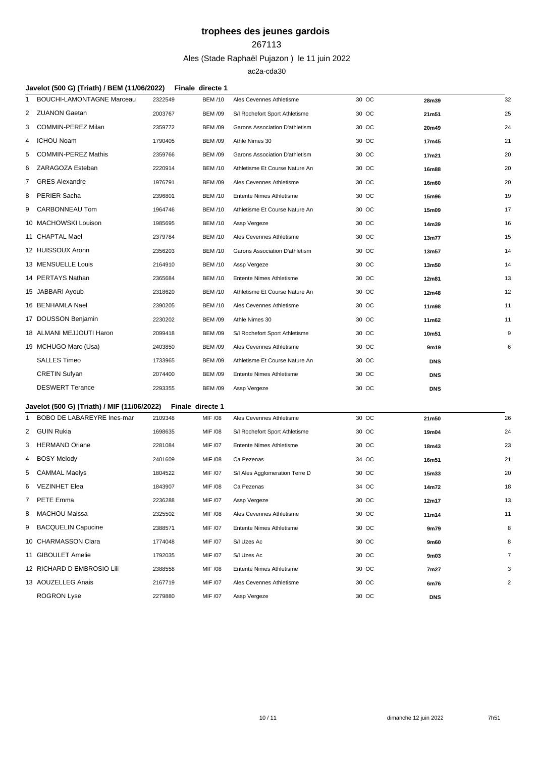# trophees des jeunes gardois

267113

Ales (Stade Raphaël Pujazon ) le 11 juin 2022

ac2a-cda30

## Javelot (500 G) (Triath) / BEM (11/06/2022) Finale directe 1

| Rang | Nom | Licence | Cat. | Club | Dép. | Perf. | Points |
|---|---|---|---|---|---|---|---|
| 1 | BOUCHI-LAMONTAGNE Marceau | 2322549 | BEM /10 | Ales Cevennes Athletisme | 30 OC | **28m39** | 32 |
| 2 | ZUANON Gaetan | 2003767 | BEM /09 | S/l Rochefort Sport Athletisme | 30 OC | **21m51** | 25 |
| 3 | COMMIN-PEREZ Milan | 2359772 | BEM /09 | Garons Association D'athletism | 30 OC | **20m49** | 24 |
| 4 | ICHOU Noam | 1790405 | BEM /09 | Athle Nimes 30 | 30 OC | **17m45** | 21 |
| 5 | COMMIN-PEREZ Mathis | 2359766 | BEM /09 | Garons Association D'athletism | 30 OC | **17m21** | 20 |
| 6 | ZARAGOZA Esteban | 2220914 | BEM /10 | Athletisme Et Course Nature An | 30 OC | **16m88** | 20 |
| 7 | GRES Alexandre | 1976791 | BEM /09 | Ales Cevennes Athletisme | 30 OC | **16m60** | 20 |
| 8 | PERIER Sacha | 2396801 | BEM /10 | Entente Nimes Athletisme | 30 OC | **15m96** | 19 |
| 9 | CARBONNEAU Tom | 1964746 | BEM /10 | Athletisme Et Course Nature An | 30 OC | **15m09** | 17 |
| 10 | MACHOWSKI Louison | 1985695 | BEM /10 | Assp Vergeze | 30 OC | **14m39** | 16 |
| 11 | CHAPTAL Mael | 2379784 | BEM /10 | Ales Cevennes Athletisme | 30 OC | **13m77** | 15 |
| 12 | HUISSOUX Aronn | 2356203 | BEM /10 | Garons Association D'athletism | 30 OC | **13m57** | 14 |
| 13 | MENSUELLE Louis | 2164910 | BEM /10 | Assp Vergeze | 30 OC | **13m50** | 14 |
| 14 | PERTAYS Nathan | 2365684 | BEM /10 | Entente Nimes Athletisme | 30 OC | **12m81** | 13 |
| 15 | JABBARI Ayoub | 2318620 | BEM /10 | Athletisme Et Course Nature An | 30 OC | **12m48** | 12 |
| 16 | BENHAMLA Nael | 2390205 | BEM /10 | Ales Cevennes Athletisme | 30 OC | **11m98** | 11 |
| 17 | DOUSSON Benjamin | 2230202 | BEM /09 | Athle Nimes 30 | 30 OC | **11m62** | 11 |
| 18 | ALMANI MEJJOUTI Haron | 2099418 | BEM /09 | S/l Rochefort Sport Athletisme | 30 OC | **10m51** | 9 |
| 19 | MCHUGO Marc (Usa) | 2403850 | BEM /09 | Ales Cevennes Athletisme | 30 OC | **9m19** | 6 |
| | SALLES Timeo | 1733965 | BEM /09 | Athletisme Et Course Nature An | 30 OC | **DNS** | |
| | CRETIN Sufyan | 2074400 | BEM /09 | Entente Nimes Athletisme | 30 OC | **DNS** | |
| | DESWERT Terance | 2293355 | BEM /09 | Assp Vergeze | 30 OC | **DNS** | |

## Javelot (500 G) (Triath) / MIF (11/06/2022) Finale directe 1

| Rang | Nom | Licence | Cat. | Club | Dép. | Perf. | Points |
|---|---|---|---|---|---|---|---|
| 1 | BOBO DE LABAREYRE Ines-mar | 2109348 | MIF /08 | Ales Cevennes Athletisme | 30 OC | **21m50** | 26 |
| 2 | GUIN Rukia | 1698635 | MIF /08 | S/l Rochefort Sport Athletisme | 30 OC | **19m04** | 24 |
| 3 | HERMAND Oriane | 2281084 | MIF /07 | Entente Nimes Athletisme | 30 OC | **18m43** | 23 |
| 4 | BOSY Melody | 2401609 | MIF /08 | Ca Pezenas | 34 OC | **16m51** | 21 |
| 5 | CAMMAL Maelys | 1804522 | MIF /07 | S/l Ales Agglomeration Terre D | 30 OC | **15m33** | 20 |
| 6 | VEZINHET Elea | 1843907 | MIF /08 | Ca Pezenas | 34 OC | **14m72** | 18 |
| 7 | PETE Emma | 2236288 | MIF /07 | Assp Vergeze | 30 OC | **12m17** | 13 |
| 8 | MACHOU Maissa | 2325502 | MIF /08 | Ales Cevennes Athletisme | 30 OC | **11m14** | 11 |
| 9 | BACQUELIN Capucine | 2388571 | MIF /07 | Entente Nimes Athletisme | 30 OC | **9m79** | 8 |
| 10 | CHARMASSON Clara | 1774048 | MIF /07 | S/l Uzes Ac | 30 OC | **9m60** | 8 |
| 11 | GIBOULET Amelie | 1792035 | MIF /07 | S/l Uzes Ac | 30 OC | **9m03** | 7 |
| 12 | RICHARD D EMBROSIO Lili | 2388558 | MIF /08 | Entente Nimes Athletisme | 30 OC | **7m27** | 3 |
| 13 | AOUZELLEG Anais | 2167719 | MIF /07 | Ales Cevennes Athletisme | 30 OC | **6m76** | 2 |
| | ROGRON Lyse | 2279880 | MIF /07 | Assp Vergeze | 30 OC | **DNS** | |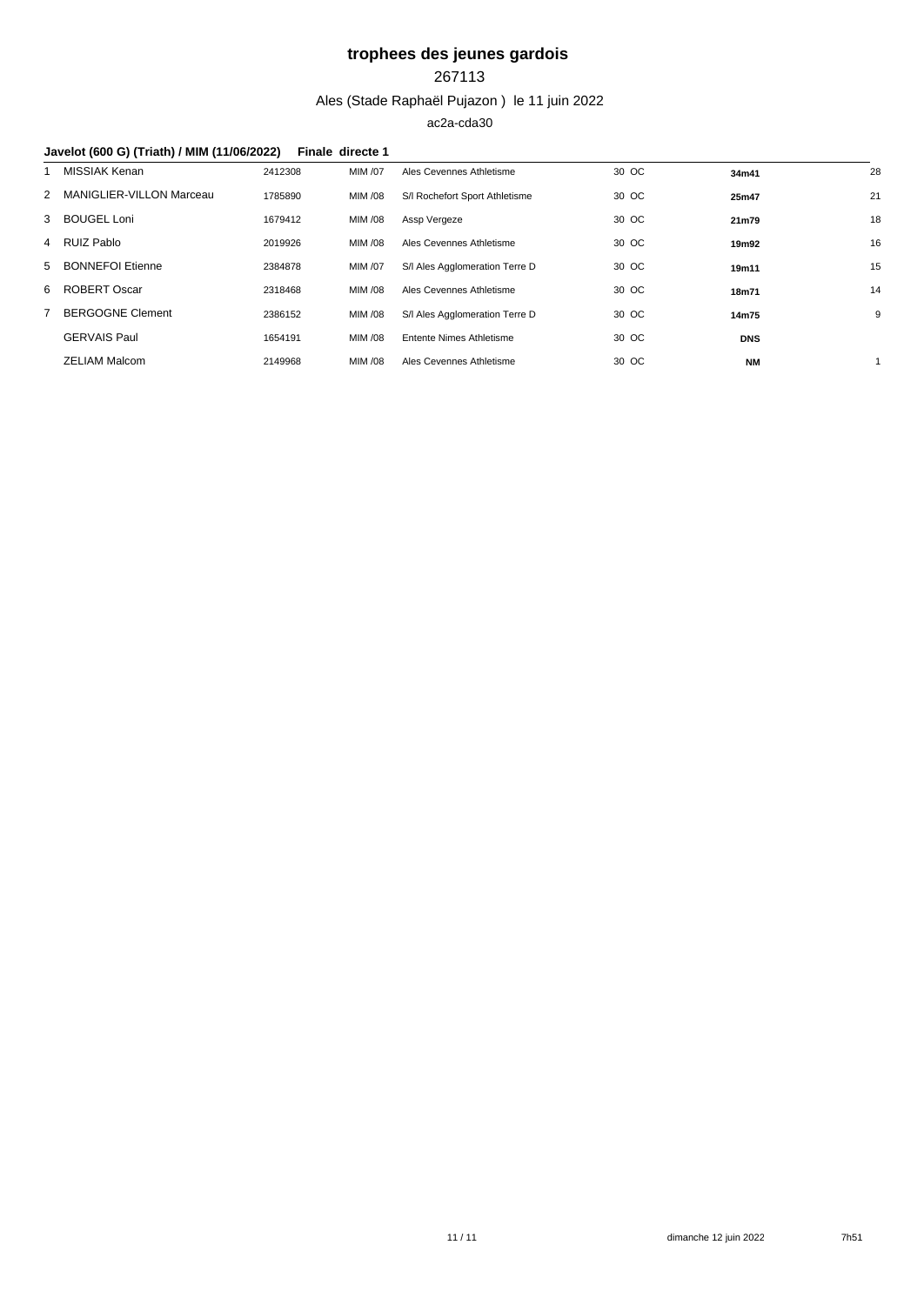# trophees des jeunes gardois

267113

Ales (Stade Raphaël Pujazon ) le 11 juin 2022

ac2a-cda30

**Javelot (600 G) (Triath) / MIM (11/06/2022)** **Finale directe 1**

| | | | | | | | |
|---|---|---|---|---|---|---|---|
| 1 | MISSIAK Kenan | 2412308 | MIM /07 | Ales Cevennes Athletisme | 30 OC | **34m41** | 28 |
| 2 | MANIGLIER-VILLON Marceau | 1785890 | MIM /08 | S/l Rochefort Sport Athletisme | 30 OC | **25m47** | 21 |
| 3 | BOUGEL Loni | 1679412 | MIM /08 | Assp Vergeze | 30 OC | **21m79** | 18 |
| 4 | RUIZ Pablo | 2019926 | MIM /08 | Ales Cevennes Athletisme | 30 OC | **19m92** | 16 |
| 5 | BONNEFOI Etienne | 2384878 | MIM /07 | S/l Ales Agglomeration Terre D | 30 OC | **19m11** | 15 |
| 6 | ROBERT Oscar | 2318468 | MIM /08 | Ales Cevennes Athletisme | 30 OC | **18m71** | 14 |
| 7 | BERGOGNE Clement | 2386152 | MIM /08 | S/l Ales Agglomeration Terre D | 30 OC | **14m75** | 9 |
| | GERVAIS Paul | 1654191 | MIM /08 | Entente Nimes Athletisme | 30 OC | **DNS** | |
| | ZELIAM Malcom | 2149968 | MIM /08 | Ales Cevennes Athletisme | 30 OC | **NM** | 1 |

dimanche 12 juin 2022 7h51